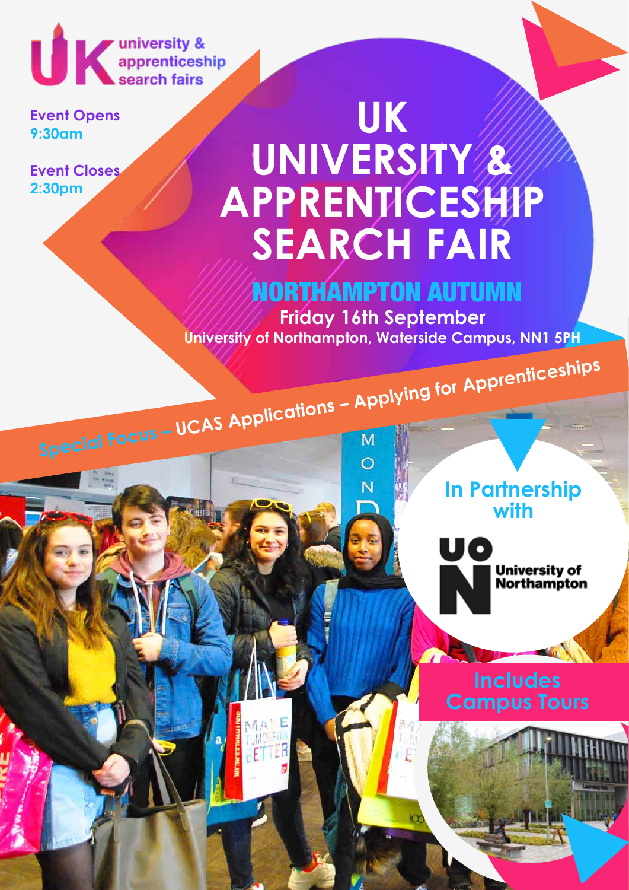university & apprenticeship search fairs

**Event Opens**
**9:30am**

**Event Closes**
**2:30pm**

# UK UNIVERSITY & APPRENTICESHIP SEARCH FAIR

## NORTHAMPTON AUTUMN

**Friday 16th September**

**University of Northampton, Waterside Campus, NN1 5PH**

**Special Focus – UCAS Applications – Applying for Apprenticeships**

**In Partnership with**

University of Northampton

**Includes Campus Tours**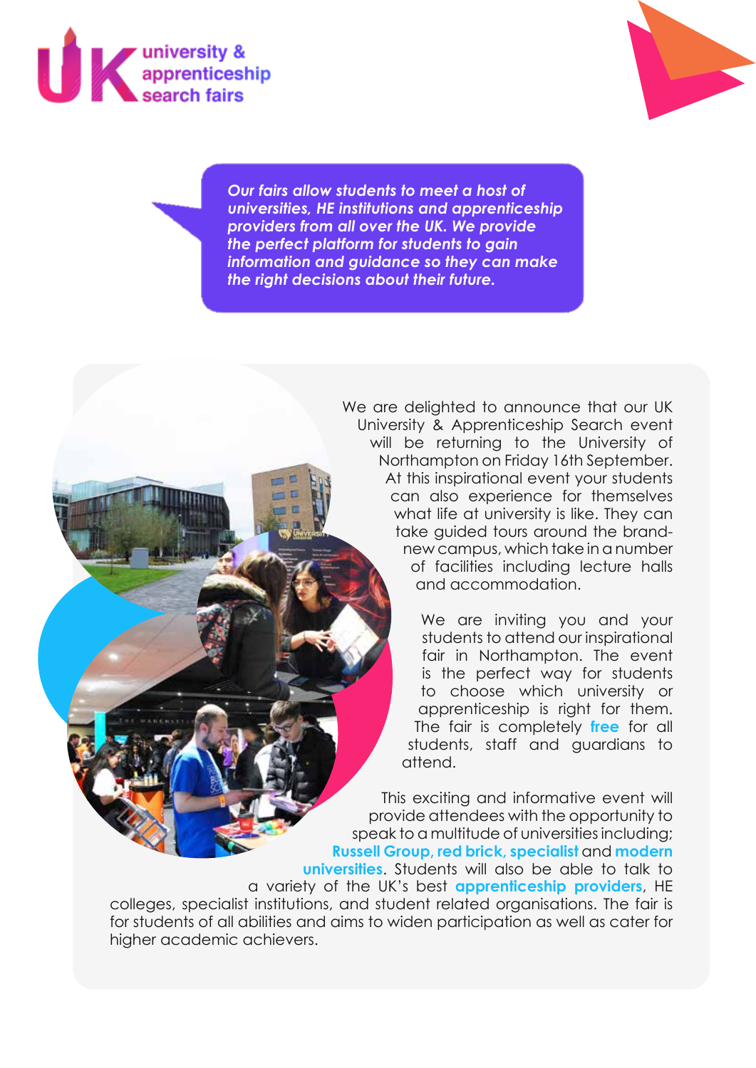UK university & apprenticeship search fairs

***Our fairs allow students to meet a host of universities, HE institutions and apprenticeship providers from all over the UK. We provide the perfect platform for students to gain information and guidance so they can make the right decisions about their future.***

We are delighted to announce that our UK University & Apprenticeship Search event will be returning to the University of Northampton on Friday 16th September. At this inspirational event your students can also experience for themselves what life at university is like. They can take guided tours around the brand-new campus, which take in a number of facilities including lecture halls and accommodation.

We are inviting you and your students to attend our inspirational fair in Northampton. The event is the perfect way for students to choose which university or apprenticeship is right for them. The fair is completely **free** for all students, staff and guardians to attend.

This exciting and informative event will provide attendees with the opportunity to speak to a multitude of universities including; **Russell Group, red brick, specialist** and **modern universities**. Students will also be able to talk to a variety of the UK's best **apprenticeship providers**, HE colleges, specialist institutions, and student related organisations. The fair is for students of all abilities and aims to widen participation as well as cater for higher academic achievers.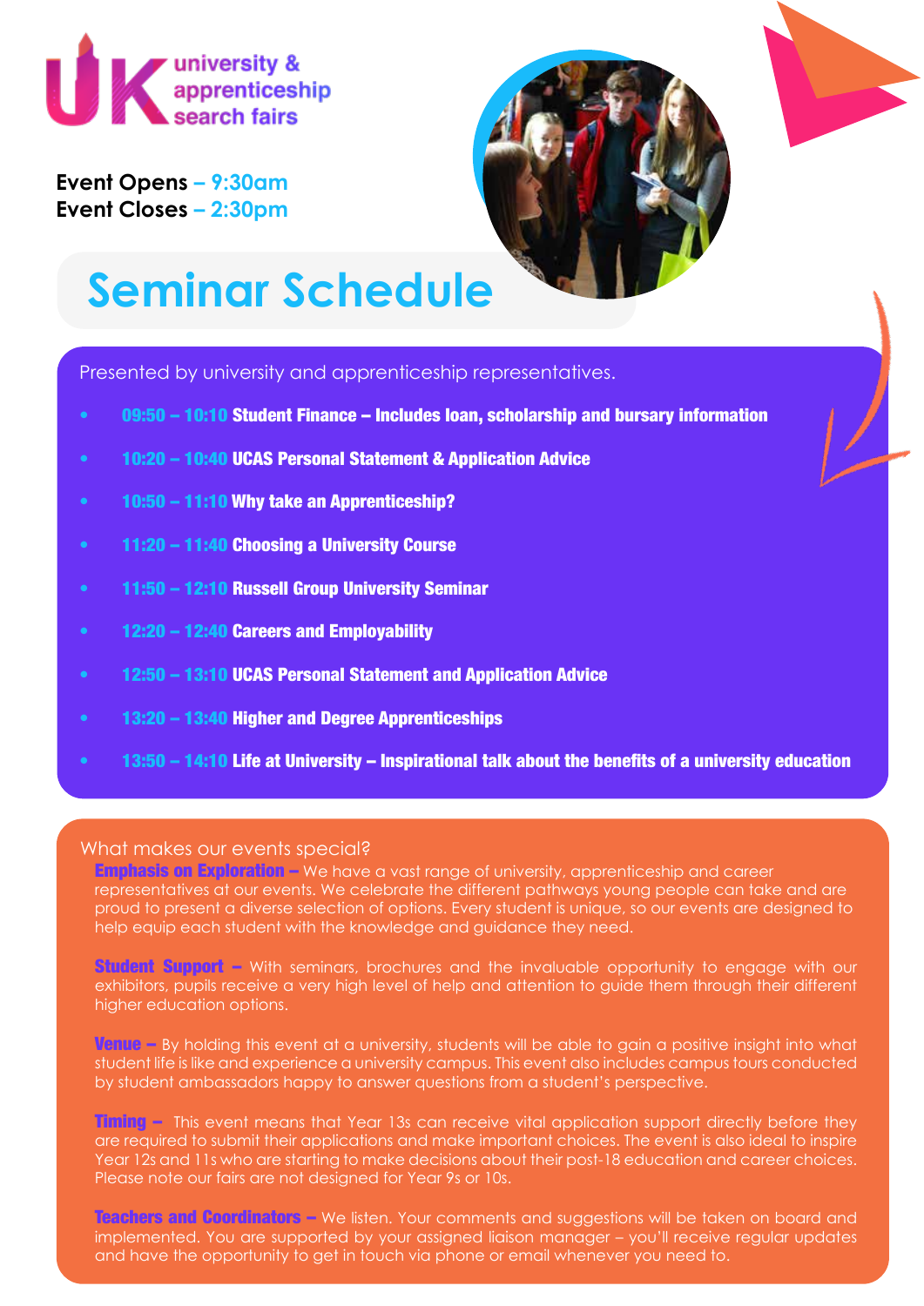UK university & apprenticeship search fairs

**Event Opens** – 9:30am
**Event Closes** – 2:30pm

# Seminar Schedule

Presented by university and apprenticeship representatives.

- 09:50 – 10:10 **Student Finance – Includes loan, scholarship and bursary information**
- 10:20 – 10:40 **UCAS Personal Statement & Application Advice**
- 10:50 – 11:10 **Why take an Apprenticeship?**
- 11:20 – 11:40 **Choosing a University Course**
- 11:50 – 12:10 **Russell Group University Seminar**
- 12:20 – 12:40 **Careers and Employability**
- 12:50 – 13:10 **UCAS Personal Statement and Application Advice**
- 13:20 – 13:40 **Higher and Degree Apprenticeships**
- 13:50 – 14:10 **Life at University – Inspirational talk about the benefits of a university education**

## What makes our events special?

**Emphasis on Exploration –** We have a vast range of university, apprenticeship and career representatives at our events. We celebrate the different pathways young people can take and are proud to present a diverse selection of options. Every student is unique, so our events are designed to help equip each student with the knowledge and guidance they need.

**Student Support –** With seminars, brochures and the invaluable opportunity to engage with our exhibitors, pupils receive a very high level of help and attention to guide them through their different higher education options.

**Venue –** By holding this event at a university, students will be able to gain a positive insight into what student life is like and experience a university campus. This event also includes campus tours conducted by student ambassadors happy to answer questions from a student's perspective.

**Timing –** This event means that Year 13s can receive vital application support directly before they are required to submit their applications and make important choices. The event is also ideal to inspire Year 12s and 11s who are starting to make decisions about their post-18 education and career choices. Please note our fairs are not designed for Year 9s or 10s.

**Teachers and Coordinators –** We listen. Your comments and suggestions will be taken on board and implemented. You are supported by your assigned liaison manager – you'll receive regular updates and have the opportunity to get in touch via phone or email whenever you need to.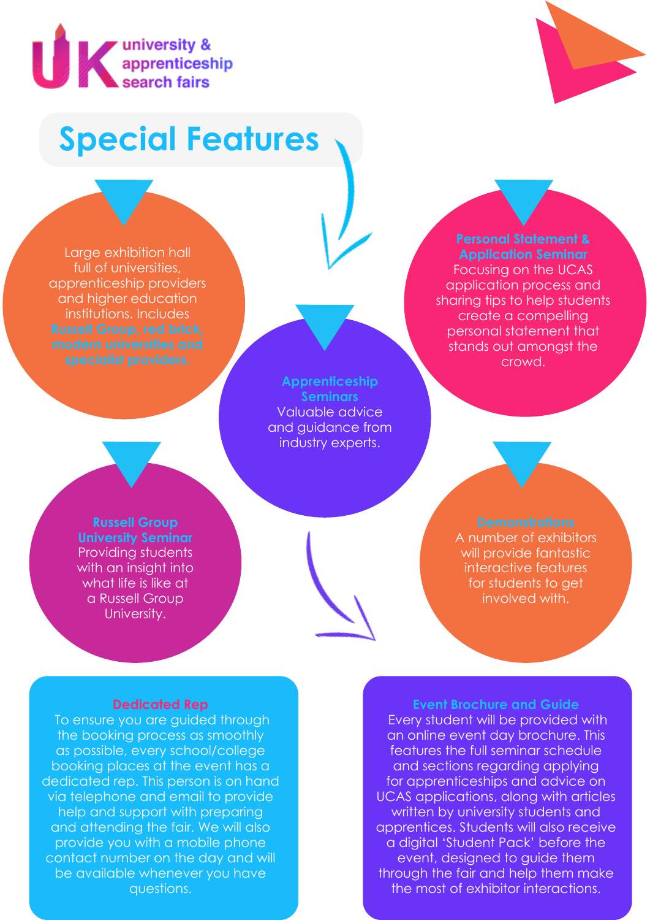UK university & apprenticeship search fairs

# Special Features

Large exhibition hall full of universities, apprenticeship providers and higher education institutions. Includes **Russell Group, red brick, modern universities and specialist providers.**

**Personal Statement & Application Seminar**
Focusing on the UCAS application process and sharing tips to help students create a compelling personal statement that stands out amongst the crowd.

**Apprenticeship Seminars**
Valuable advice and guidance from industry experts.

**Russell Group University Seminar**
Providing students with an insight into what life is like at a Russell Group University.

**Demonstrations**
A number of exhibitors will provide fantastic interactive features for students to get involved with.

**Dedicated Rep**
To ensure you are guided through the booking process as smoothly as possible, every school/college booking places at the event has a dedicated rep. This person is on hand via telephone and email to provide help and support with preparing and attending the fair. We will also provide you with a mobile phone contact number on the day and will be available whenever you have questions.

**Event Brochure and Guide**
Every student will be provided with an online event day brochure. This features the full seminar schedule and sections regarding applying for apprenticeships and advice on UCAS applications, along with articles written by university students and apprentices. Students will also receive a digital 'Student Pack' before the event, designed to guide them through the fair and help them make the most of exhibitor interactions.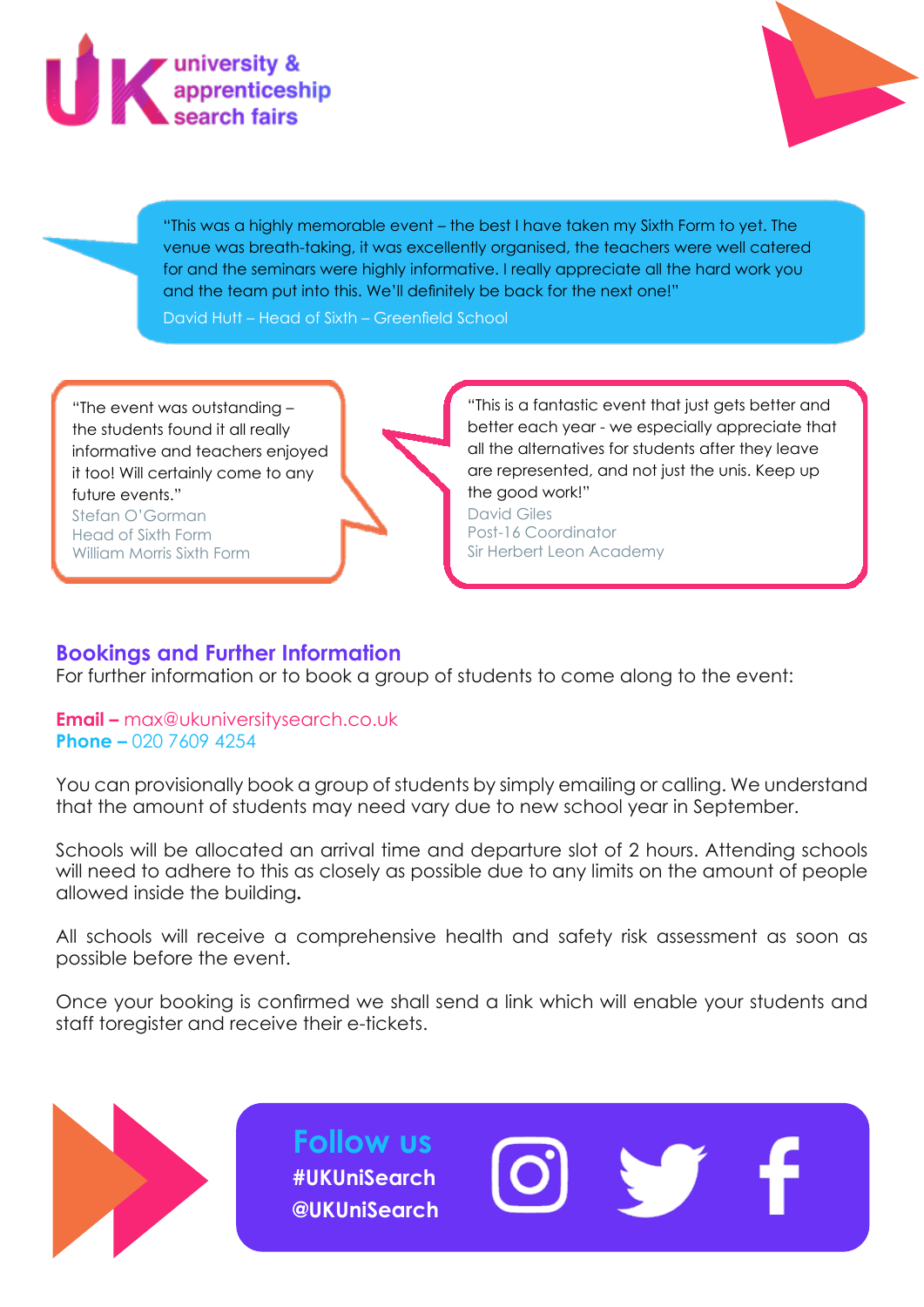UK university & apprenticeship search fairs

"This was a highly memorable event – the best I have taken my Sixth Form to yet. The venue was breath-taking, it was excellently organised, the teachers were well catered for and the seminars were highly informative. I really appreciate all the hard work you and the team put into this. We'll definitely be back for the next one!"

David Hutt – Head of Sixth – Greenfield School

"The event was outstanding – the students found it all really informative and teachers enjoyed it too! Will certainly come to any future events."

Stefan O'Gorman
Head of Sixth Form
William Morris Sixth Form

"This is a fantastic event that just gets better and better each year - we especially appreciate that all the alternatives for students after they leave are represented, and not just the unis. Keep up the good work!"

David Giles
Post-16 Coordinator
Sir Herbert Leon Academy

## Bookings and Further Information

For further information or to book a group of students to come along to the event:

**Email –** max@ukuniversitysearch.co.uk
**Phone –** 020 7609 4254

You can provisionally book a group of students by simply emailing or calling. We understand that the amount of students may need vary due to new school year in September.

Schools will be allocated an arrival time and departure slot of 2 hours. Attending schools will need to adhere to this as closely as possible due to any limits on the amount of people allowed inside the building.

All schools will receive a comprehensive health and safety risk assessment as soon as possible before the event.

Once your booking is confirmed we shall send a link which will enable your students and staff toregister and receive their e-tickets.

**Follow us**
**#UKUniSearch**
**@UKUniSearch**